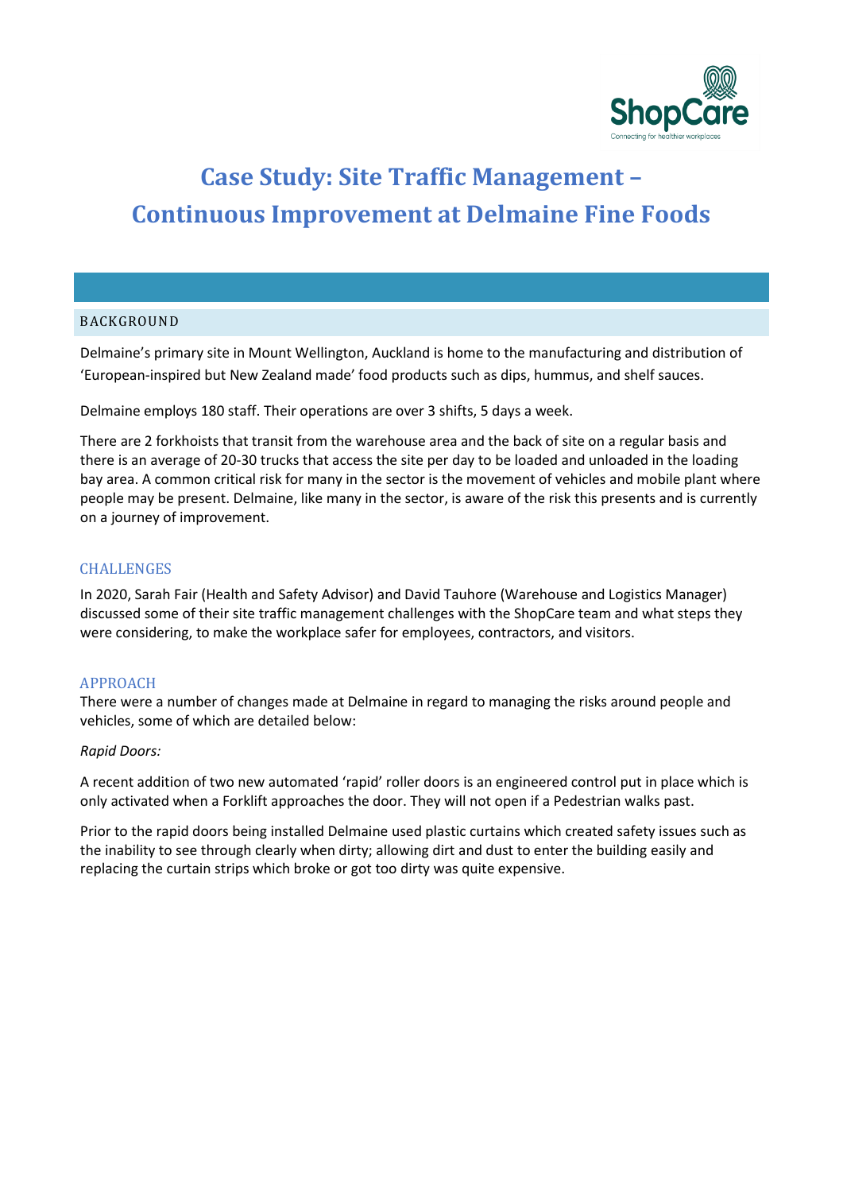# Case Study: Site Traffic Management – Continuous Improvement at Delmaine Fine Foods

## BACKGROUND

Delmaine's primary site in Mount Wellington, Auckland is home to the manufacturing and distribution of 'European-inspired but New Zealand made' food products such as dips, hummus, and shelf sauces.

Delmaine employs 180 staff. Their operations are over 3 shifts, 5 days a week.

There are 2 forkhoists that transit from the warehouse area and the back of site on a regular basis and there is an average of 20-30 trucks that access the site per day to be loaded and unloaded in the loading bay area. A common critical risk for many in the sector is the movement of vehicles and mobile plant where people may be present. Delmaine, like many in the sector, is aware of the risk this presents and is currently on a journey of improvement.

## CHALLENGES

In 2020, Sarah Fair (Health and Safety Advisor) and David Tauhore (Warehouse and Logistics Manager) discussed some of their site traffic management challenges with the ShopCare team and what steps they were considering, to make the workplace safer for employees, contractors, and visitors.

## APPROACH

There were a number of changes made at Delmaine in regard to managing the risks around people and vehicles, some of which are detailed below:

*Rapid Doors:*

A recent addition of two new automated 'rapid' roller doors is an engineered control put in place which is only activated when a Forklift approaches the door. They will not open if a Pedestrian walks past.

Prior to the rapid doors being installed Delmaine used plastic curtains which created safety issues such as the inability to see through clearly when dirty; allowing dirt and dust to enter the building easily and replacing the curtain strips which broke or got too dirty was quite expensive.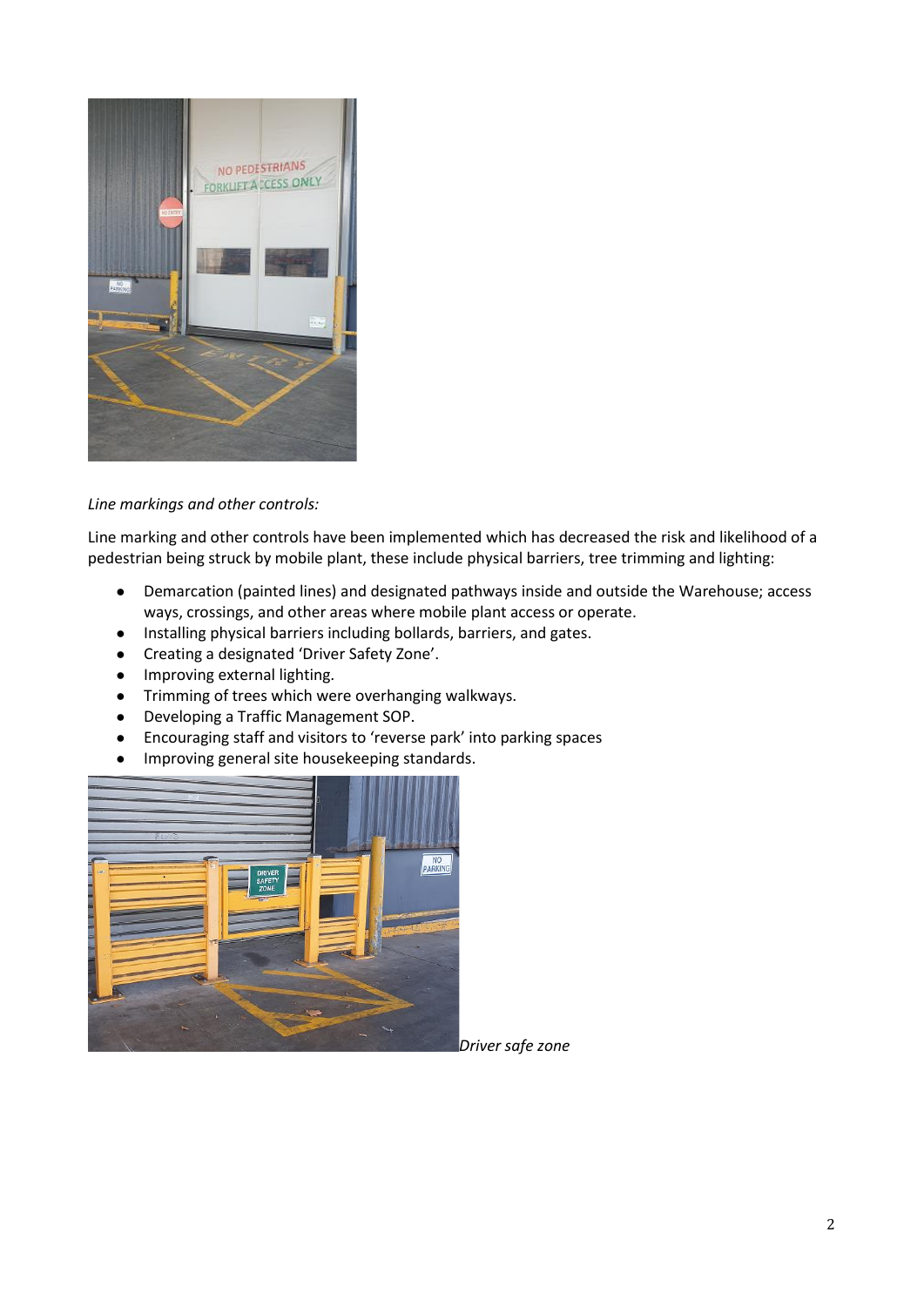*Line markings and other controls:*

Line marking and other controls have been implemented which has decreased the risk and likelihood of a pedestrian being struck by mobile plant, these include physical barriers, tree trimming and lighting:

- Demarcation (painted lines) and designated pathways inside and outside the Warehouse; access ways, crossings, and other areas where mobile plant access or operate.
- Installing physical barriers including bollards, barriers, and gates.
- Creating a designated 'Driver Safety Zone'.
- Improving external lighting.
- Trimming of trees which were overhanging walkways.
- Developing a Traffic Management SOP.
- Encouraging staff and visitors to 'reverse park' into parking spaces
- Improving general site housekeeping standards.

*Driver safe zone*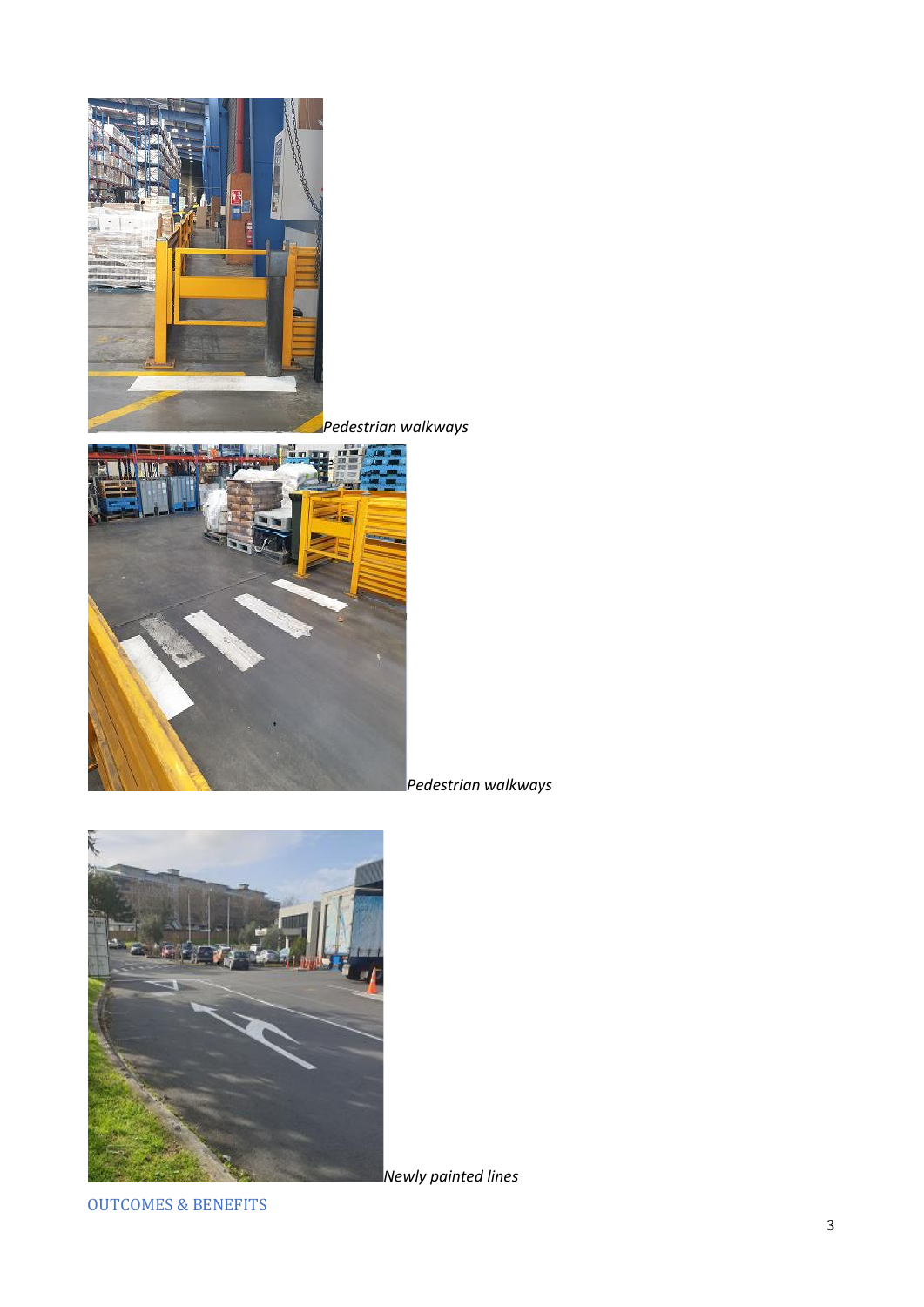*Pedestrian walkways*

*Pedestrian walkways*

*Newly painted lines*

## OUTCOMES & BENEFITS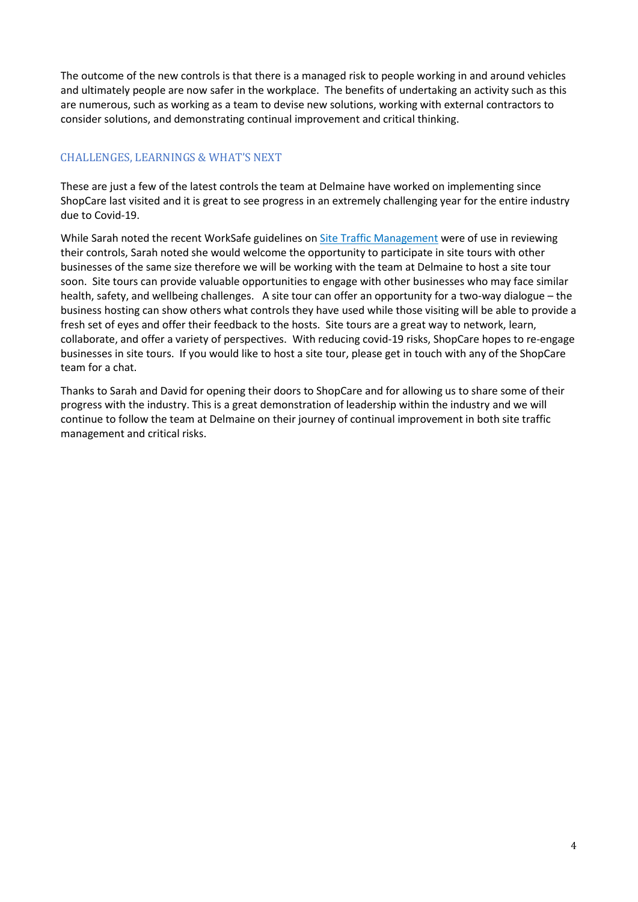The outcome of the new controls is that there is a managed risk to people working in and around vehicles and ultimately people are now safer in the workplace. The benefits of undertaking an activity such as this are numerous, such as working as a team to devise new solutions, working with external contractors to consider solutions, and demonstrating continual improvement and critical thinking.

## CHALLENGES, LEARNINGS & WHAT'S NEXT

These are just a few of the latest controls the team at Delmaine have worked on implementing since ShopCare last visited and it is great to see progress in an extremely challenging year for the entire industry due to Covid-19.

While Sarah noted the recent WorkSafe guidelines on Site Traffic Management were of use in reviewing their controls, Sarah noted she would welcome the opportunity to participate in site tours with other businesses of the same size therefore we will be working with the team at Delmaine to host a site tour soon. Site tours can provide valuable opportunities to engage with other businesses who may face similar health, safety, and wellbeing challenges. A site tour can offer an opportunity for a two-way dialogue – the business hosting can show others what controls they have used while those visiting will be able to provide a fresh set of eyes and offer their feedback to the hosts. Site tours are a great way to network, learn, collaborate, and offer a variety of perspectives. With reducing covid-19 risks, ShopCare hopes to re-engage businesses in site tours. If you would like to host a site tour, please get in touch with any of the ShopCare team for a chat.

Thanks to Sarah and David for opening their doors to ShopCare and for allowing us to share some of their progress with the industry. This is a great demonstration of leadership within the industry and we will continue to follow the team at Delmaine on their journey of continual improvement in both site traffic management and critical risks.